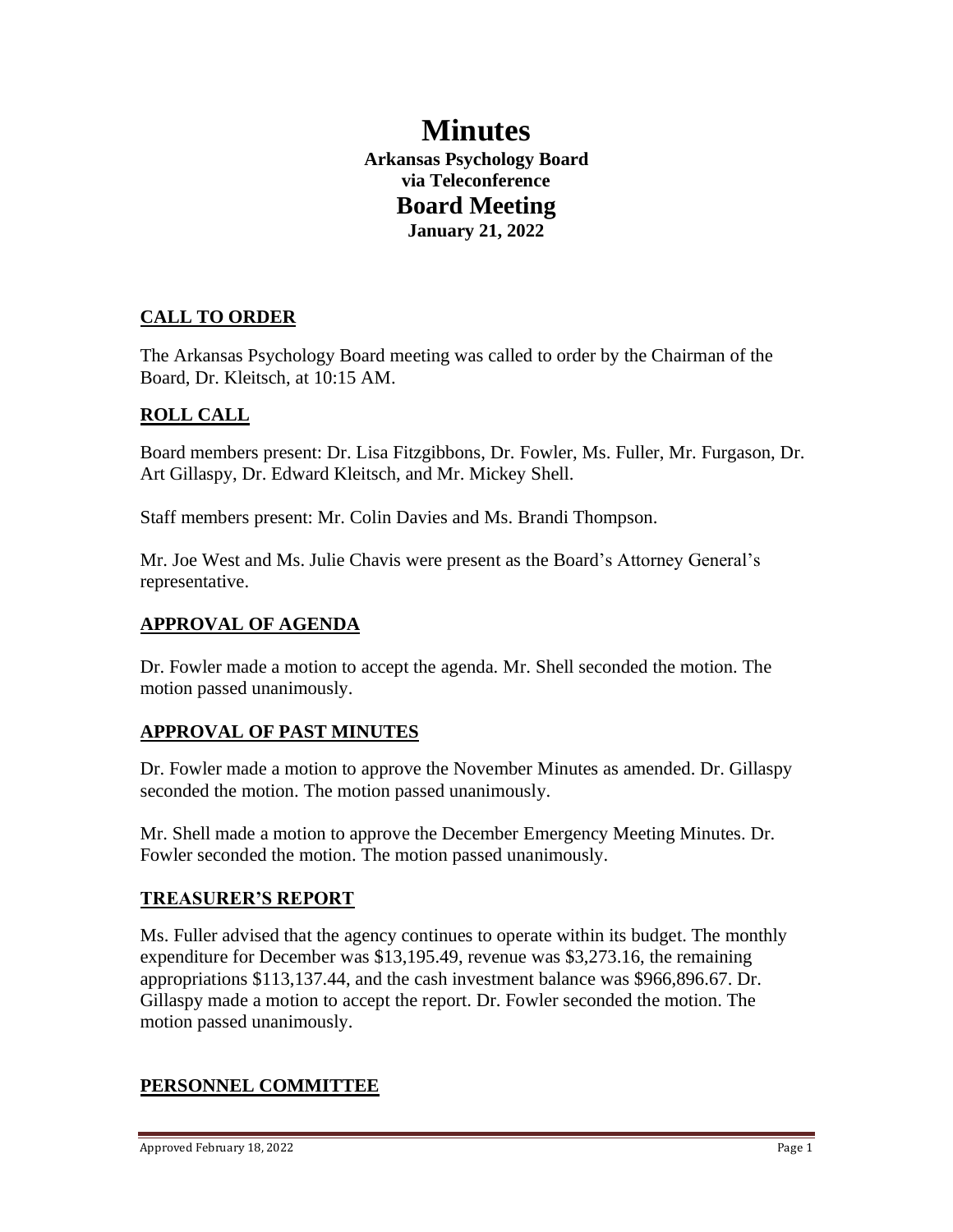# Minutes

**Arkansas Psychology Board**
**via Teleconference**

## Board Meeting

**January 21, 2022**

## CALL TO ORDER

The Arkansas Psychology Board meeting was called to order by the Chairman of the Board, Dr. Kleitsch, at 10:15 AM.

## ROLL CALL

Board members present: Dr. Lisa Fitzgibbons, Dr. Fowler, Ms. Fuller, Mr. Furgason, Dr. Art Gillaspy, Dr. Edward Kleitsch, and Mr. Mickey Shell.

Staff members present: Mr. Colin Davies and Ms. Brandi Thompson.

Mr. Joe West and Ms. Julie Chavis were present as the Board's Attorney General's representative.

## APPROVAL OF AGENDA

Dr. Fowler made a motion to accept the agenda. Mr. Shell seconded the motion. The motion passed unanimously.

## APPROVAL OF PAST MINUTES

Dr. Fowler made a motion to approve the November Minutes as amended. Dr. Gillaspy seconded the motion. The motion passed unanimously.

Mr. Shell made a motion to approve the December Emergency Meeting Minutes. Dr. Fowler seconded the motion. The motion passed unanimously.

## TREASURER'S REPORT

Ms. Fuller advised that the agency continues to operate within its budget. The monthly expenditure for December was $13,195.49, revenue was $3,273.16, the remaining appropriations $113,137.44, and the cash investment balance was $966,896.67. Dr. Gillaspy made a motion to accept the report. Dr. Fowler seconded the motion. The motion passed unanimously.

## PERSONNEL COMMITTEE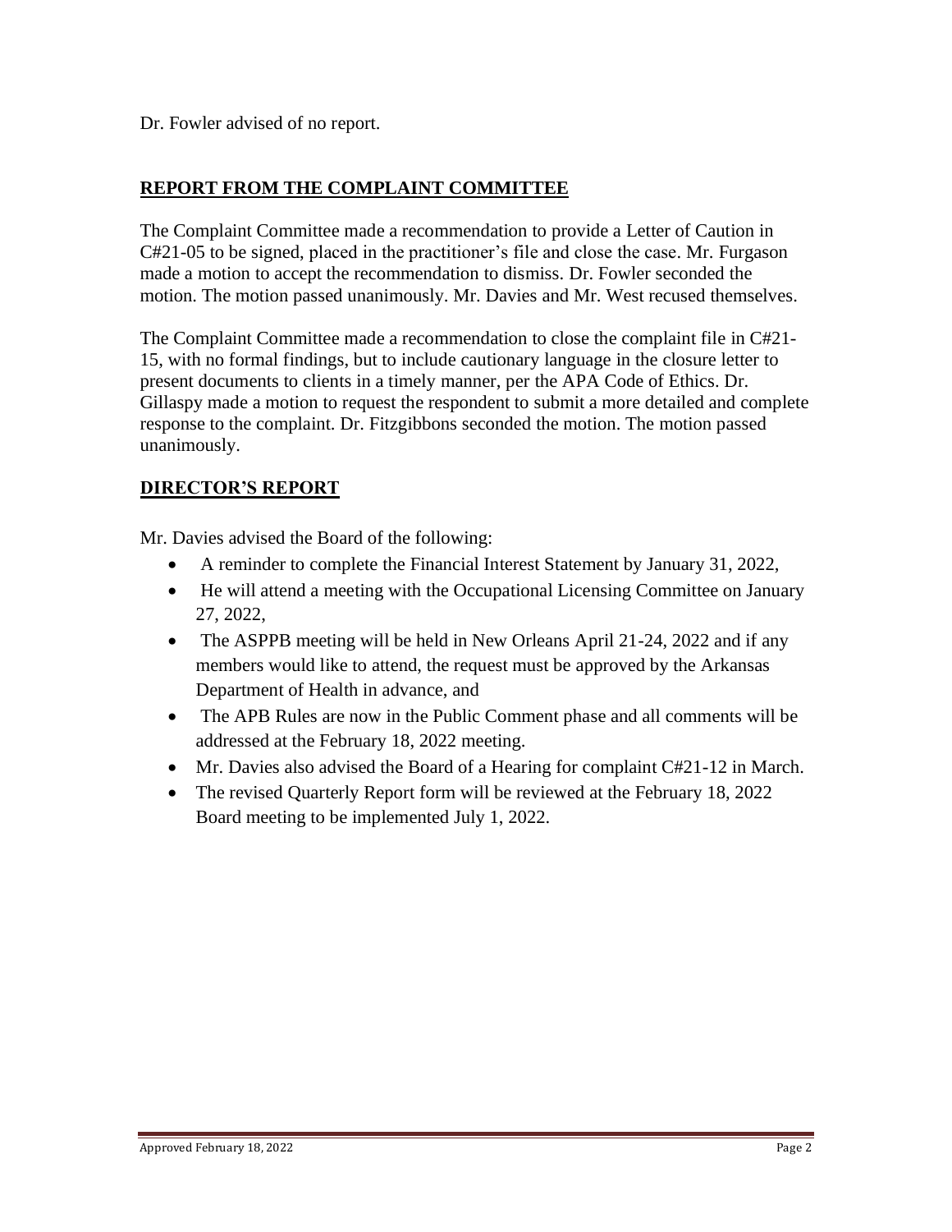Dr. Fowler advised of no report.

## REPORT FROM THE COMPLAINT COMMITTEE

The Complaint Committee made a recommendation to provide a Letter of Caution in C#21-05 to be signed, placed in the practitioner's file and close the case. Mr. Furgason made a motion to accept the recommendation to dismiss. Dr. Fowler seconded the motion. The motion passed unanimously. Mr. Davies and Mr. West recused themselves.

The Complaint Committee made a recommendation to close the complaint file in C#21-15, with no formal findings, but to include cautionary language in the closure letter to present documents to clients in a timely manner, per the APA Code of Ethics. Dr. Gillaspy made a motion to request the respondent to submit a more detailed and complete response to the complaint. Dr. Fitzgibbons seconded the motion. The motion passed unanimously.

## DIRECTOR'S REPORT

Mr. Davies advised the Board of the following:

- A reminder to complete the Financial Interest Statement by January 31, 2022,
- He will attend a meeting with the Occupational Licensing Committee on January 27, 2022,
- The ASPPB meeting will be held in New Orleans April 21-24, 2022 and if any members would like to attend, the request must be approved by the Arkansas Department of Health in advance, and
- The APB Rules are now in the Public Comment phase and all comments will be addressed at the February 18, 2022 meeting.
- Mr. Davies also advised the Board of a Hearing for complaint C#21-12 in March.
- The revised Quarterly Report form will be reviewed at the February 18, 2022 Board meeting to be implemented July 1, 2022.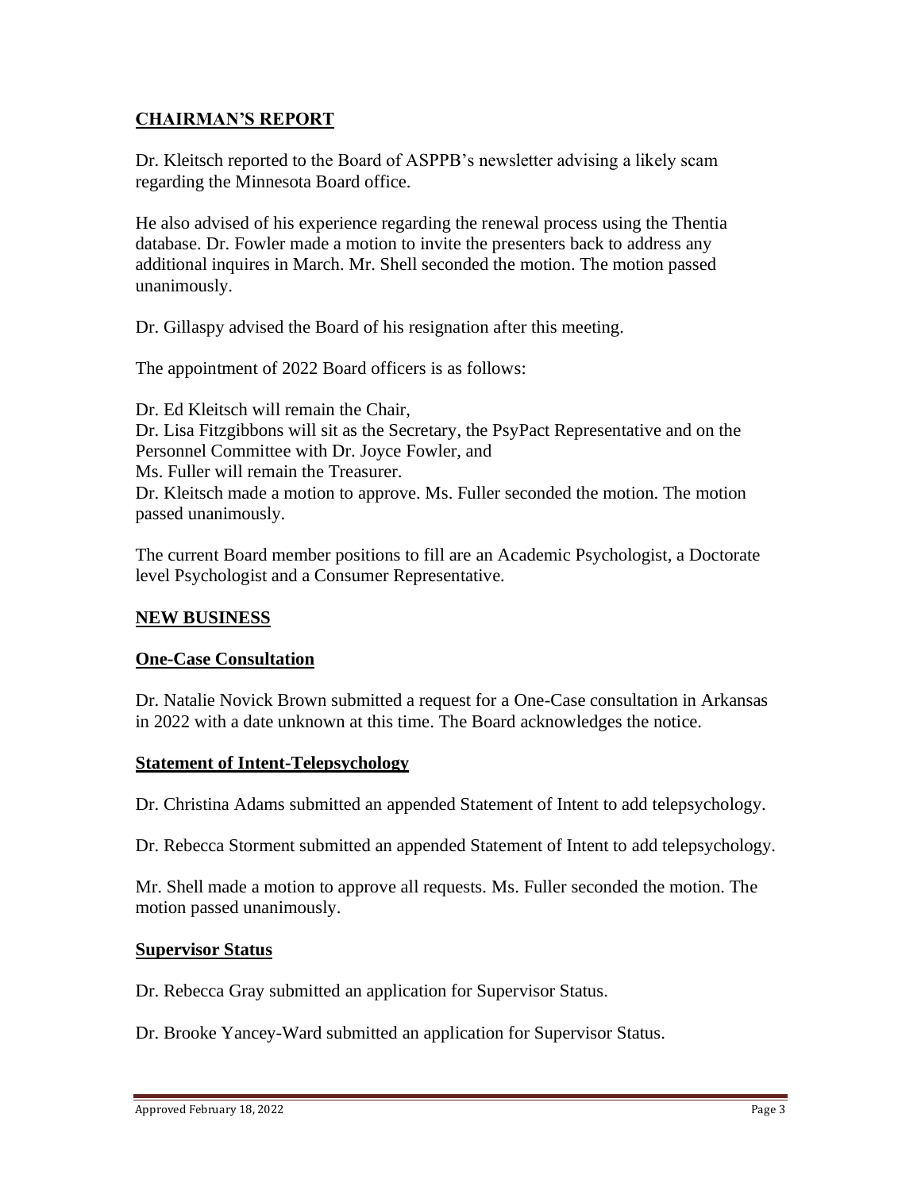## CHAIRMAN'S REPORT

Dr. Kleitsch reported to the Board of ASPPB's newsletter advising a likely scam regarding the Minnesota Board office.

He also advised of his experience regarding the renewal process using the Thentia database. Dr. Fowler made a motion to invite the presenters back to address any additional inquires in March. Mr. Shell seconded the motion. The motion passed unanimously.

Dr. Gillaspy advised the Board of his resignation after this meeting.

The appointment of 2022 Board officers is as follows:

Dr. Ed Kleitsch will remain the Chair,
Dr. Lisa Fitzgibbons will sit as the Secretary, the PsyPact Representative and on the Personnel Committee with Dr. Joyce Fowler, and
Ms. Fuller will remain the Treasurer.
Dr. Kleitsch made a motion to approve. Ms. Fuller seconded the motion. The motion passed unanimously.

The current Board member positions to fill are an Academic Psychologist, a Doctorate level Psychologist and a Consumer Representative.

## NEW BUSINESS

### One-Case Consultation

Dr. Natalie Novick Brown submitted a request for a One-Case consultation in Arkansas in 2022 with a date unknown at this time. The Board acknowledges the notice.

### Statement of Intent-Telepsychology

Dr. Christina Adams submitted an appended Statement of Intent to add telepsychology.

Dr. Rebecca Storment submitted an appended Statement of Intent to add telepsychology.

Mr. Shell made a motion to approve all requests. Ms. Fuller seconded the motion. The motion passed unanimously.

### Supervisor Status

Dr. Rebecca Gray submitted an application for Supervisor Status.

Dr. Brooke Yancey-Ward submitted an application for Supervisor Status.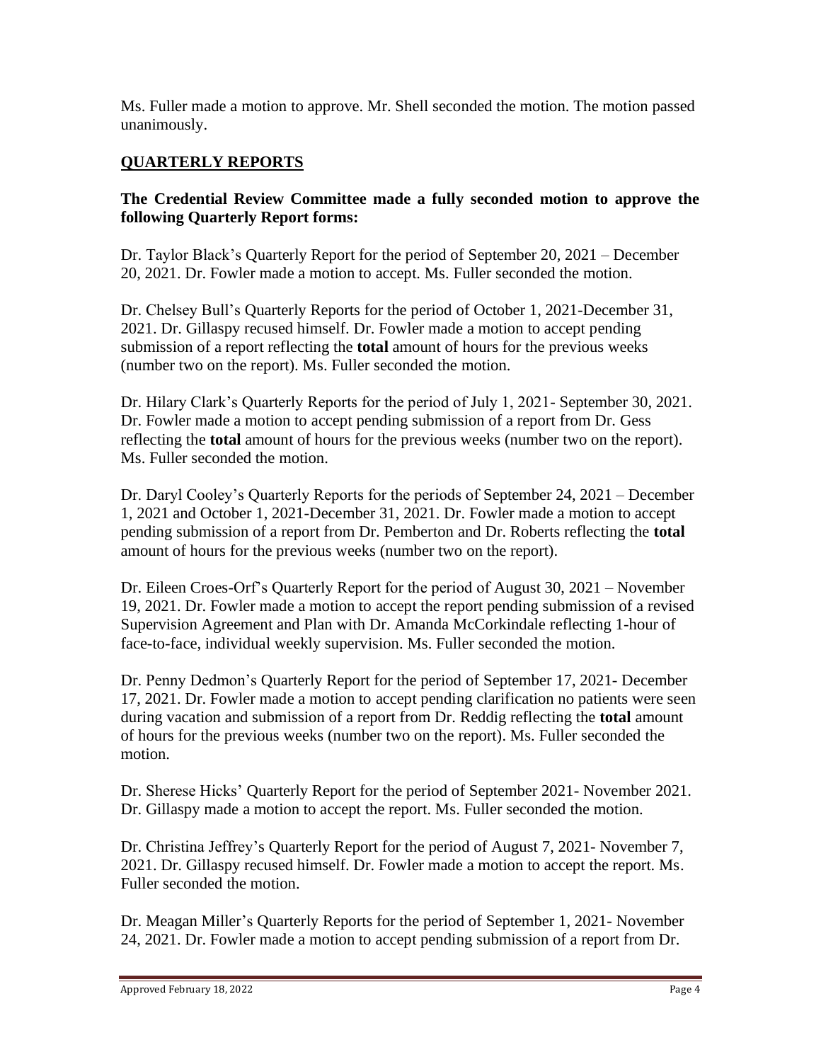Ms. Fuller made a motion to approve. Mr. Shell seconded the motion. The motion passed unanimously.

## QUARTERLY REPORTS

**The Credential Review Committee made a fully seconded motion to approve the following Quarterly Report forms:**

Dr. Taylor Black's Quarterly Report for the period of September 20, 2021 – December 20, 2021. Dr. Fowler made a motion to accept. Ms. Fuller seconded the motion.

Dr. Chelsey Bull's Quarterly Reports for the period of October 1, 2021-December 31, 2021. Dr. Gillaspy recused himself. Dr. Fowler made a motion to accept pending submission of a report reflecting the **total** amount of hours for the previous weeks (number two on the report). Ms. Fuller seconded the motion.

Dr. Hilary Clark's Quarterly Reports for the period of July 1, 2021- September 30, 2021. Dr. Fowler made a motion to accept pending submission of a report from Dr. Gess reflecting the **total** amount of hours for the previous weeks (number two on the report). Ms. Fuller seconded the motion.

Dr. Daryl Cooley's Quarterly Reports for the periods of September 24, 2021 – December 1, 2021 and October 1, 2021-December 31, 2021. Dr. Fowler made a motion to accept pending submission of a report from Dr. Pemberton and Dr. Roberts reflecting the **total** amount of hours for the previous weeks (number two on the report).

Dr. Eileen Croes-Orf's Quarterly Report for the period of August 30, 2021 – November 19, 2021. Dr. Fowler made a motion to accept the report pending submission of a revised Supervision Agreement and Plan with Dr. Amanda McCorkindale reflecting 1-hour of face-to-face, individual weekly supervision. Ms. Fuller seconded the motion.

Dr. Penny Dedmon's Quarterly Report for the period of September 17, 2021- December 17, 2021. Dr. Fowler made a motion to accept pending clarification no patients were seen during vacation and submission of a report from Dr. Reddig reflecting the **total** amount of hours for the previous weeks (number two on the report). Ms. Fuller seconded the motion.

Dr. Sherese Hicks' Quarterly Report for the period of September 2021- November 2021. Dr. Gillaspy made a motion to accept the report. Ms. Fuller seconded the motion.

Dr. Christina Jeffrey's Quarterly Report for the period of August 7, 2021- November 7, 2021. Dr. Gillaspy recused himself. Dr. Fowler made a motion to accept the report. Ms. Fuller seconded the motion.

Dr. Meagan Miller's Quarterly Reports for the period of September 1, 2021- November 24, 2021. Dr. Fowler made a motion to accept pending submission of a report from Dr.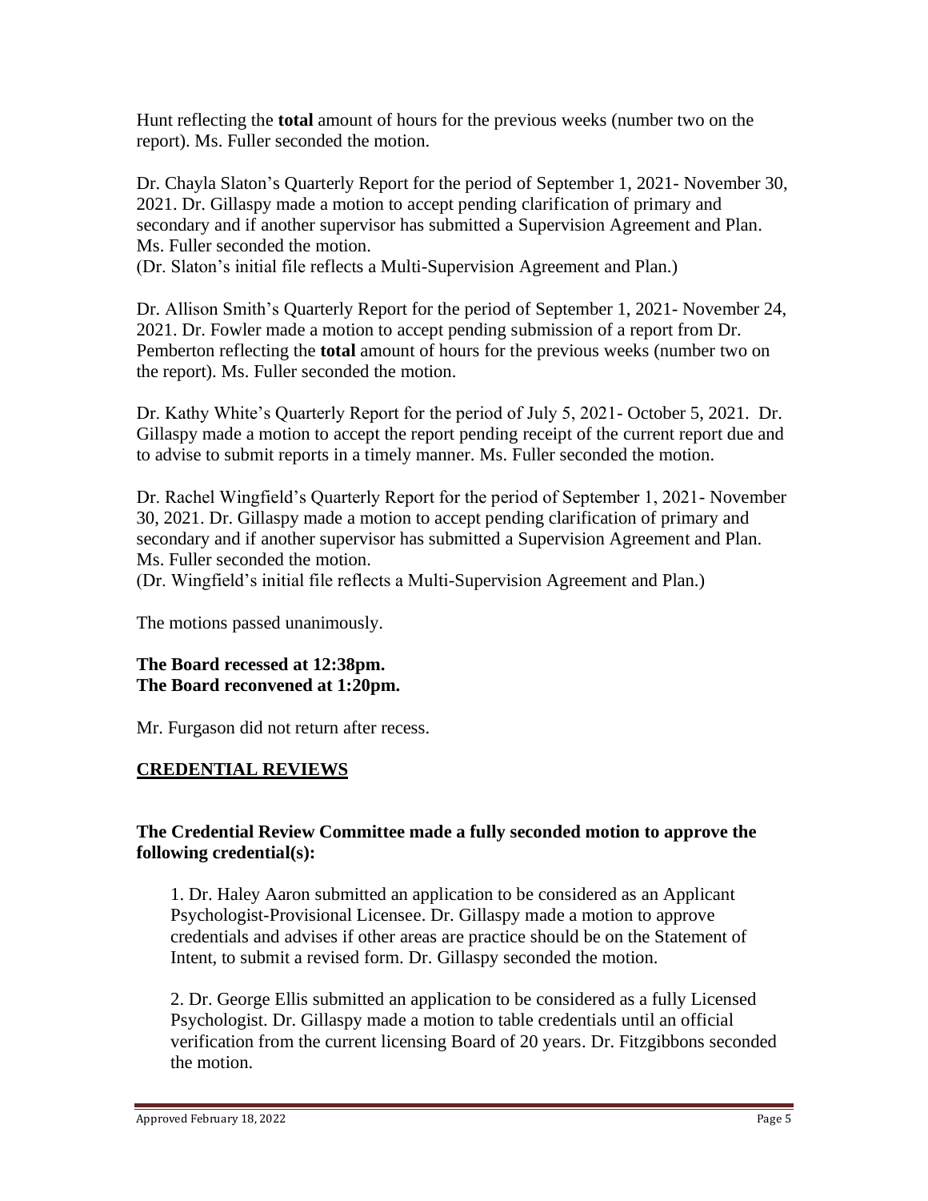Hunt reflecting the **total** amount of hours for the previous weeks (number two on the report). Ms. Fuller seconded the motion.

Dr. Chayla Slaton's Quarterly Report for the period of September 1, 2021- November 30, 2021. Dr. Gillaspy made a motion to accept pending clarification of primary and secondary and if another supervisor has submitted a Supervision Agreement and Plan. Ms. Fuller seconded the motion.
(Dr. Slaton's initial file reflects a Multi-Supervision Agreement and Plan.)

Dr. Allison Smith's Quarterly Report for the period of September 1, 2021- November 24, 2021. Dr. Fowler made a motion to accept pending submission of a report from Dr. Pemberton reflecting the **total** amount of hours for the previous weeks (number two on the report). Ms. Fuller seconded the motion.

Dr. Kathy White's Quarterly Report for the period of July 5, 2021- October 5, 2021. Dr. Gillaspy made a motion to accept the report pending receipt of the current report due and to advise to submit reports in a timely manner. Ms. Fuller seconded the motion.

Dr. Rachel Wingfield's Quarterly Report for the period of September 1, 2021- November 30, 2021. Dr. Gillaspy made a motion to accept pending clarification of primary and secondary and if another supervisor has submitted a Supervision Agreement and Plan. Ms. Fuller seconded the motion.
(Dr. Wingfield's initial file reflects a Multi-Supervision Agreement and Plan.)

The motions passed unanimously.

**The Board recessed at 12:38pm.**
**The Board reconvened at 1:20pm.**

Mr. Furgason did not return after recess.

## CREDENTIAL REVIEWS

**The Credential Review Committee made a fully seconded motion to approve the following credential(s):**

1. Dr. Haley Aaron submitted an application to be considered as an Applicant Psychologist-Provisional Licensee. Dr. Gillaspy made a motion to approve credentials and advises if other areas are practice should be on the Statement of Intent, to submit a revised form. Dr. Gillaspy seconded the motion.

2. Dr. George Ellis submitted an application to be considered as a fully Licensed Psychologist. Dr. Gillaspy made a motion to table credentials until an official verification from the current licensing Board of 20 years. Dr. Fitzgibbons seconded the motion.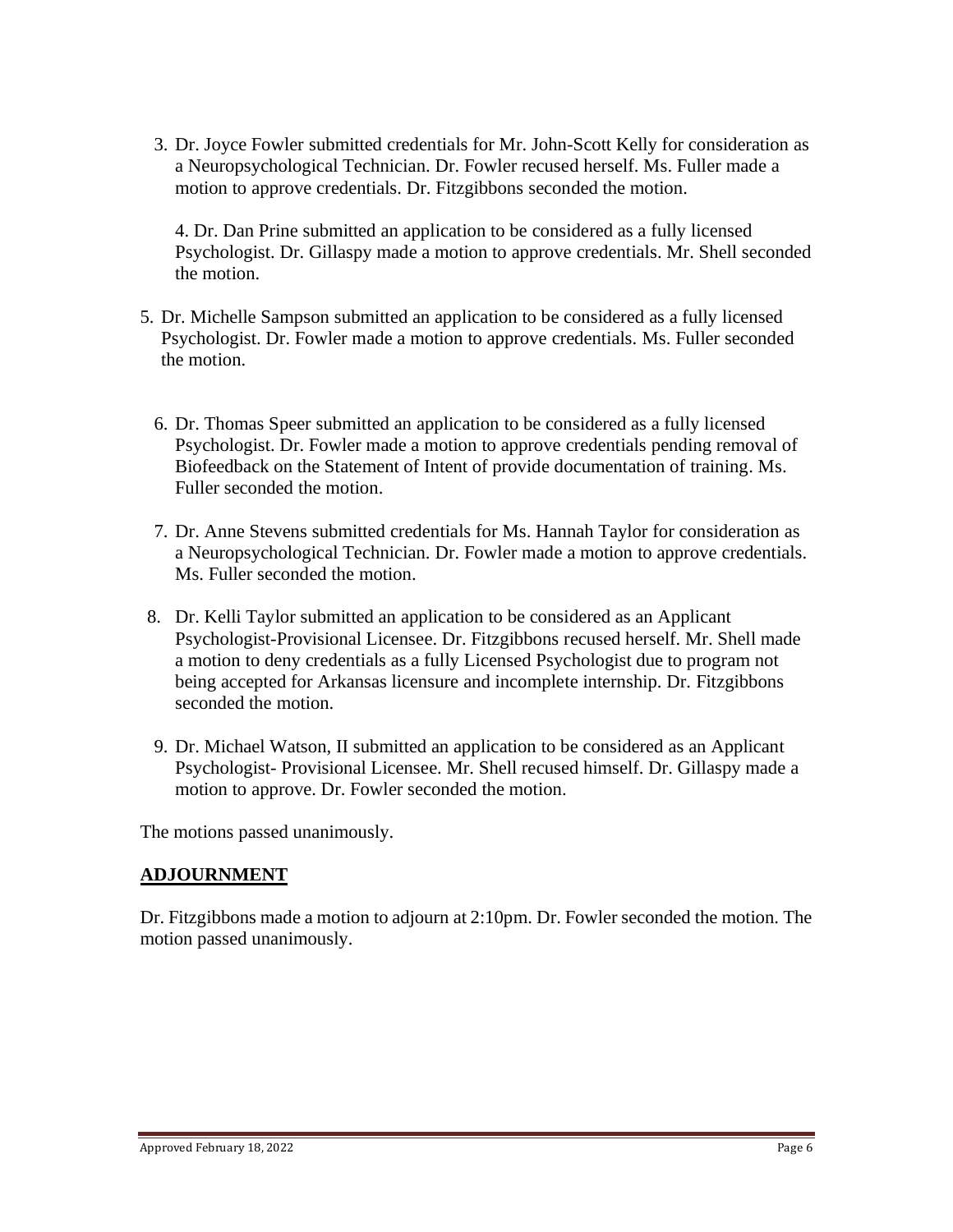3. Dr. Joyce Fowler submitted credentials for Mr. John-Scott Kelly for consideration as a Neuropsychological Technician. Dr. Fowler recused herself. Ms. Fuller made a motion to approve credentials. Dr. Fitzgibbons seconded the motion.

4. Dr. Dan Prine submitted an application to be considered as a fully licensed Psychologist. Dr. Gillaspy made a motion to approve credentials. Mr. Shell seconded the motion.

5. Dr. Michelle Sampson submitted an application to be considered as a fully licensed Psychologist. Dr. Fowler made a motion to approve credentials. Ms. Fuller seconded the motion.

6. Dr. Thomas Speer submitted an application to be considered as a fully licensed Psychologist. Dr. Fowler made a motion to approve credentials pending removal of Biofeedback on the Statement of Intent of provide documentation of training. Ms. Fuller seconded the motion.

7. Dr. Anne Stevens submitted credentials for Ms. Hannah Taylor for consideration as a Neuropsychological Technician. Dr. Fowler made a motion to approve credentials. Ms. Fuller seconded the motion.

8. Dr. Kelli Taylor submitted an application to be considered as an Applicant Psychologist-Provisional Licensee. Dr. Fitzgibbons recused herself. Mr. Shell made a motion to deny credentials as a fully Licensed Psychologist due to program not being accepted for Arkansas licensure and incomplete internship. Dr. Fitzgibbons seconded the motion.

9. Dr. Michael Watson, II submitted an application to be considered as an Applicant Psychologist- Provisional Licensee. Mr. Shell recused himself. Dr. Gillaspy made a motion to approve. Dr. Fowler seconded the motion.

The motions passed unanimously.

## ADJOURNMENT

Dr. Fitzgibbons made a motion to adjourn at 2:10pm. Dr. Fowler seconded the motion. The motion passed unanimously.

Approved February 18, 2022